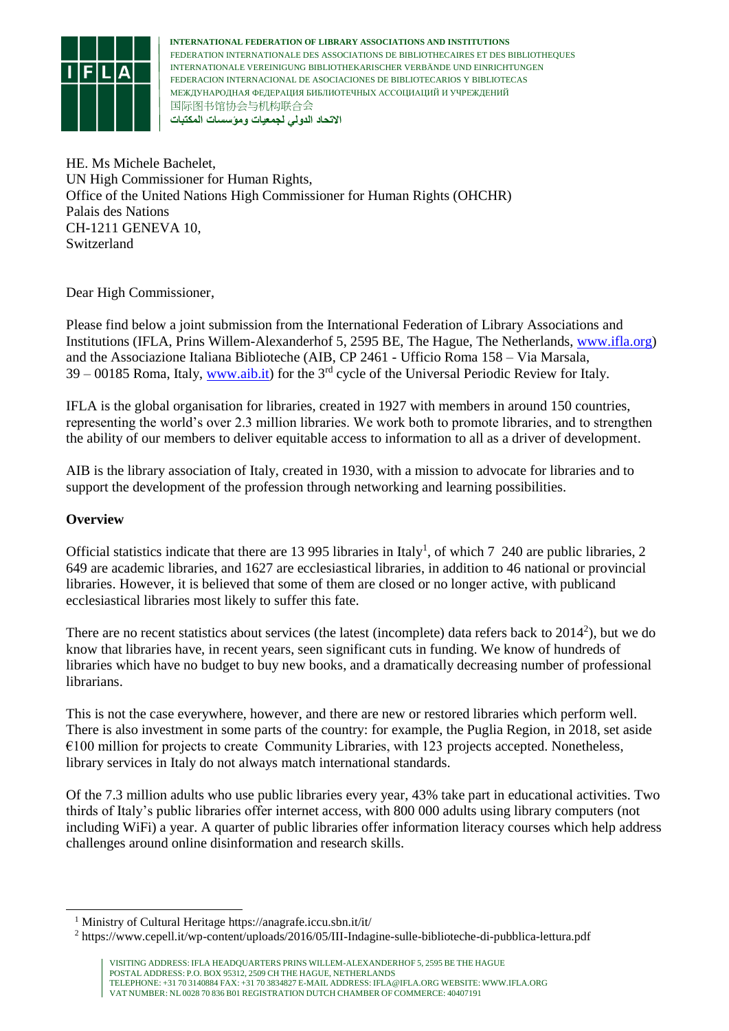**INTERNATIONAL FEDERATION OF LIBRARY ASSOCIATIONS AND INSTITUTIONS**
FEDERATION INTERNATIONALE DES ASSOCIATIONS DE BIBLIOTHECAIRES ET DES BIBLIOTHEQUES
INTERNATIONALE VEREINIGUNG BIBLIOTHEKARISCHER VERBÄNDE UND EINRICHTUNGEN
FEDERACION INTERNACIONAL DE ASOCIACIONES DE BIBLIOTECARIOS Y BIBLIOTECAS
МЕЖДУНАРОДНАЯ ФЕДЕРАЦИЯ БИБЛИОТЕЧНЫХ АССОЦИАЦИЙ И УЧРЕЖДЕНИЙ
国际图书馆协会与机构联合会
الاتحاد الدولي لجمعيات ومؤسسات المكتبات

HE. Ms Michele Bachelet,
UN High Commissioner for Human Rights,
Office of the United Nations High Commissioner for Human Rights (OHCHR)
Palais des Nations
CH-1211 GENEVA 10,
Switzerland

Dear High Commissioner,

Please find below a joint submission from the International Federation of Library Associations and Institutions (IFLA, Prins Willem-Alexanderhof 5, 2595 BE, The Hague, The Netherlands, www.ifla.org) and the Associazione Italiana Biblioteche (AIB, CP 2461 - Ufficio Roma 158 – Via Marsala, 39 – 00185 Roma, Italy, www.aib.it) for the 3rd cycle of the Universal Periodic Review for Italy.

IFLA is the global organisation for libraries, created in 1927 with members in around 150 countries, representing the world's over 2.3 million libraries. We work both to promote libraries, and to strengthen the ability of our members to deliver equitable access to information to all as a driver of development.

AIB is the library association of Italy, created in 1930, with a mission to advocate for libraries and to support the development of the profession through networking and learning possibilities.

**Overview**

Official statistics indicate that there are 13 995 libraries in Italy[1], of which 7 240 are public libraries, 2 649 are academic libraries, and 1627 are ecclesiastical libraries, in addition to 46 national or provincial libraries. However, it is believed that some of them are closed or no longer active, with publicand ecclesiastical libraries most likely to suffer this fate.

There are no recent statistics about services (the latest (incomplete) data refers back to 2014[2]), but we do know that libraries have, in recent years, seen significant cuts in funding. We know of hundreds of libraries which have no budget to buy new books, and a dramatically decreasing number of professional librarians.

This is not the case everywhere, however, and there are new or restored libraries which perform well. There is also investment in some parts of the country: for example, the Puglia Region, in 2018, set aside €100 million for projects to create Community Libraries, with 123 projects accepted. Nonetheless, library services in Italy do not always match international standards.

Of the 7.3 million adults who use public libraries every year, 43% take part in educational activities. Two thirds of Italy's public libraries offer internet access, with 800 000 adults using library computers (not including WiFi) a year. A quarter of public libraries offer information literacy courses which help address challenges around online disinformation and research skills.

[1] Ministry of Cultural Heritage https://anagrafe.iccu.sbn.it/it/

[2] https://www.cepell.it/wp-content/uploads/2016/05/III-Indagine-sulle-biblioteche-di-pubblica-lettura.pdf

VISITING ADDRESS: IFLA HEADQUARTERS PRINS WILLEM-ALEXANDERHOF 5, 2595 BE THE HAGUE
POSTAL ADDRESS: P.O. BOX 95312, 2509 CH THE HAGUE, NETHERLANDS
TELEPHONE: +31 70 3140884 FAX: +31 70 3834827 E-MAIL ADDRESS: IFLA@IFLA.ORG WEBSITE: WWW.IFLA.ORG
VAT NUMBER: NL 0028 70 836 B01 REGISTRATION DUTCH CHAMBER OF COMMERCE: 40407191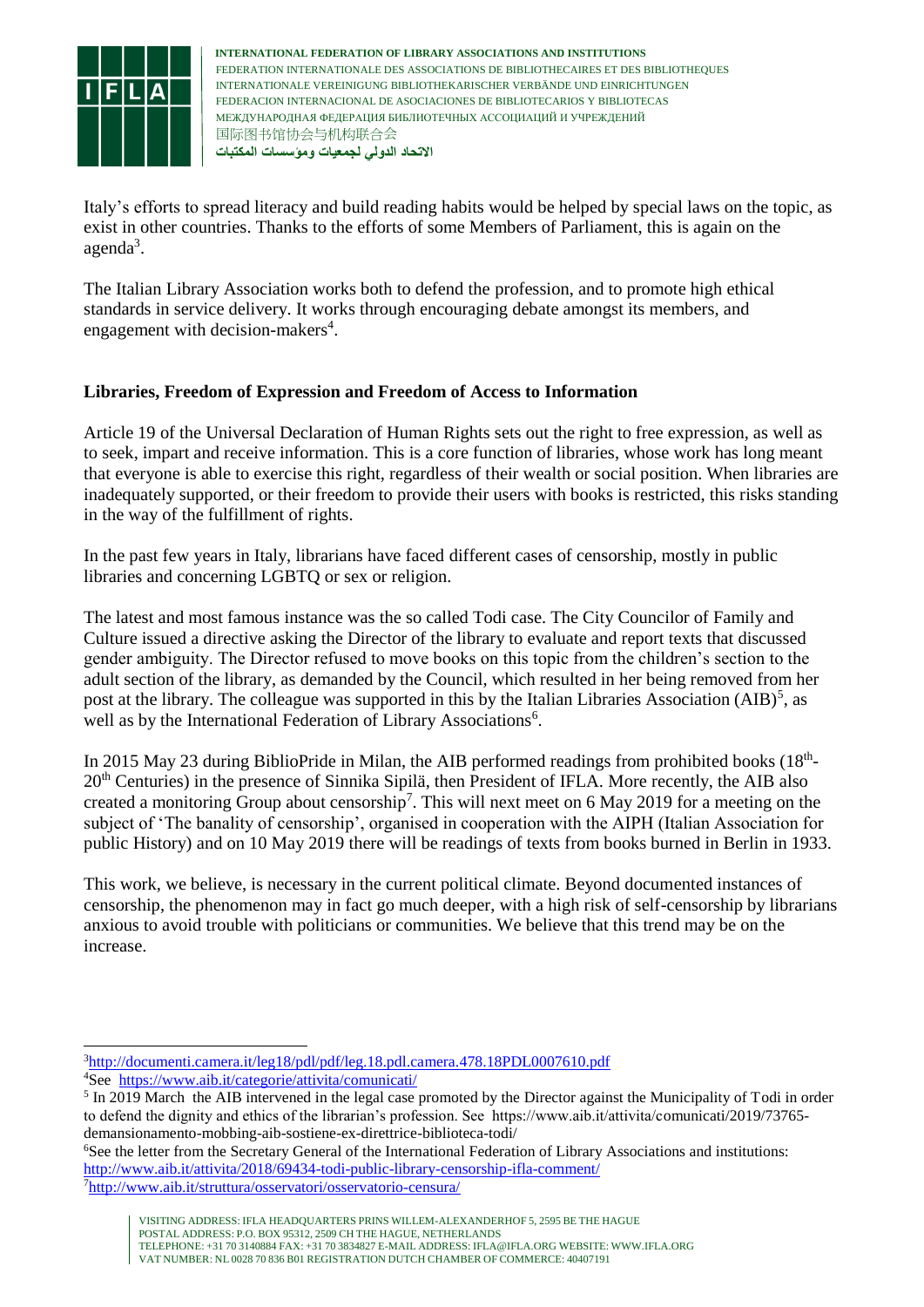Italy's efforts to spread literacy and build reading habits would be helped by special laws on the topic, as exist in other countries. Thanks to the efforts of some Members of Parliament, this is again on the agenda[3].

The Italian Library Association works both to defend the profession, and to promote high ethical standards in service delivery. It works through encouraging debate amongst its members, and engagement with decision-makers[4].

**Libraries, Freedom of Expression and Freedom of Access to Information**

Article 19 of the Universal Declaration of Human Rights sets out the right to free expression, as well as to seek, impart and receive information. This is a core function of libraries, whose work has long meant that everyone is able to exercise this right, regardless of their wealth or social position. When libraries are inadequately supported, or their freedom to provide their users with books is restricted, this risks standing in the way of the fulfillment of rights.

In the past few years in Italy, librarians have faced different cases of censorship, mostly in public libraries and concerning LGBTQ or sex or religion.

The latest and most famous instance was the so called Todi case. The City Councilor of Family and Culture issued a directive asking the Director of the library to evaluate and report texts that discussed gender ambiguity. The Director refused to move books on this topic from the children's section to the adult section of the library, as demanded by the Council, which resulted in her being removed from her post at the library. The colleague was supported in this by the Italian Libraries Association (AIB)[5], as well as by the International Federation of Library Associations[6].

In 2015 May 23 during BiblioPride in Milan, the AIB performed readings from prohibited books (18th-20th Centuries) in the presence of Sinnika Sipilä, then President of IFLA. More recently, the AIB also created a monitoring Group about censorship[7]. This will next meet on 6 May 2019 for a meeting on the subject of 'The banality of censorship', organised in cooperation with the AIPH (Italian Association for public History) and on 10 May 2019 there will be readings of texts from books burned in Berlin in 1933.

This work, we believe, is necessary in the current political climate. Beyond documented instances of censorship, the phenomenon may in fact go much deeper, with a high risk of self-censorship by librarians anxious to avoid trouble with politicians or communities. We believe that this trend may be on the increase.

---

[3] http://documenti.camera.it/leg18/pdl/pdf/leg.18.pdl.camera.478.18PDL0007610.pdf

[4] See https://www.aib.it/categorie/attivita/comunicati/

[5] In 2019 March the AIB intervened in the legal case promoted by the Director against the Municipality of Todi in order to defend the dignity and ethics of the librarian's profession. See https://www.aib.it/attivita/comunicati/2019/73765-demansionamento-mobbing-aib-sostiene-ex-direttrice-biblioteca-todi/

[6] See the letter from the Secretary General of the International Federation of Library Associations and institutions: http://www.aib.it/attivita/2018/69434-todi-public-library-censorship-ifla-comment/

[7] http://www.aib.it/struttura/osservatori/osservatorio-censura/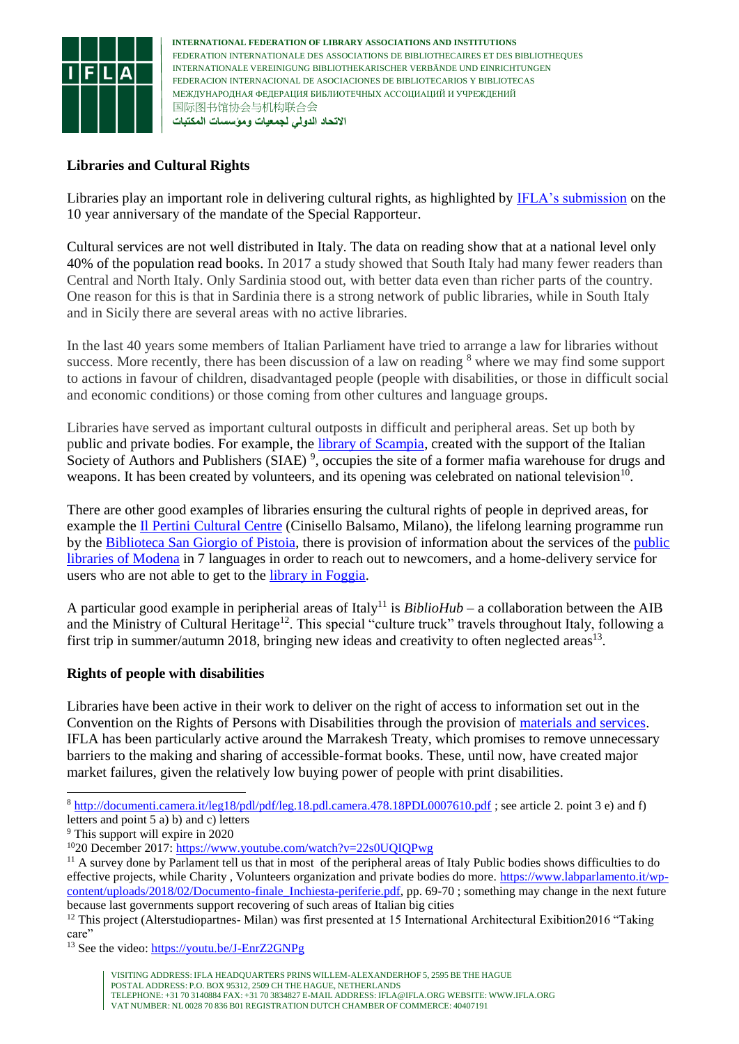## Libraries and Cultural Rights

Libraries play an important role in delivering cultural rights, as highlighted by IFLA's submission on the 10 year anniversary of the mandate of the Special Rapporteur.

Cultural services are not well distributed in Italy. The data on reading show that at a national level only 40% of the population read books. In 2017 a study showed that South Italy had many fewer readers than Central and North Italy. Only Sardinia stood out, with better data even than richer parts of the country. One reason for this is that in Sardinia there is a strong network of public libraries, while in South Italy and in Sicily there are several areas with no active libraries.

In the last 40 years some members of Italian Parliament have tried to arrange a law for libraries without success. More recently, there has been discussion of a law on reading [8] where we may find some support to actions in favour of children, disadvantaged people (people with disabilities, or those in difficult social and economic conditions) or those coming from other cultures and language groups.

Libraries have served as important cultural outposts in difficult and peripheral areas. Set up both by public and private bodies. For example, the library of Scampia, created with the support of the Italian Society of Authors and Publishers (SIAE) [9], occupies the site of a former mafia warehouse for drugs and weapons. It has been created by volunteers, and its opening was celebrated on national television[10].

There are other good examples of libraries ensuring the cultural rights of people in deprived areas, for example the Il Pertini Cultural Centre (Cinisello Balsamo, Milano), the lifelong learning programme run by the Biblioteca San Giorgio of Pistoia, there is provision of information about the services of the public libraries of Modena in 7 languages in order to reach out to newcomers, and a home-delivery service for users who are not able to get to the library in Foggia.

A particular good example in peripherial areas of Italy[11] is *BiblioHub* – a collaboration between the AIB and the Ministry of Cultural Heritage[12]. This special "culture truck" travels throughout Italy, following a first trip in summer/autumn 2018, bringing new ideas and creativity to often neglected areas[13].

## Rights of people with disabilities

Libraries have been active in their work to deliver on the right of access to information set out in the Convention on the Rights of Persons with Disabilities through the provision of materials and services. IFLA has been particularly active around the Marrakesh Treaty, which promises to remove unnecessary barriers to the making and sharing of accessible-format books. These, until now, have created major market failures, given the relatively low buying power of people with print disabilities.

---

[8] http://documenti.camera.it/leg18/pdl/pdf/leg.18.pdl.camera.478.18PDL0007610.pdf ; see article 2. point 3 e) and f) letters and point 5 a) b) and c) letters

[9] This support will expire in 2020

[10] 20 December 2017: https://www.youtube.com/watch?v=22s0UQIQPwg

[11] A survey done by Parlament tell us that in most of the peripheral areas of Italy Public bodies shows difficulties to do effective projects, while Charity , Volunteers organization and private bodies do more. https://www.labparlamento.it/wp-content/uploads/2018/02/Documento-finale_Inchiesta-periferie.pdf, pp. 69-70 ; something may change in the next future because last governments support recovering of such areas of Italian big cities

[12] This project (Alterstudiopartnes- Milan) was first presented at 15 International Architectural Exibition2016 "Taking care"

[13] See the video: https://youtu.be/J-EnrZ2GNPg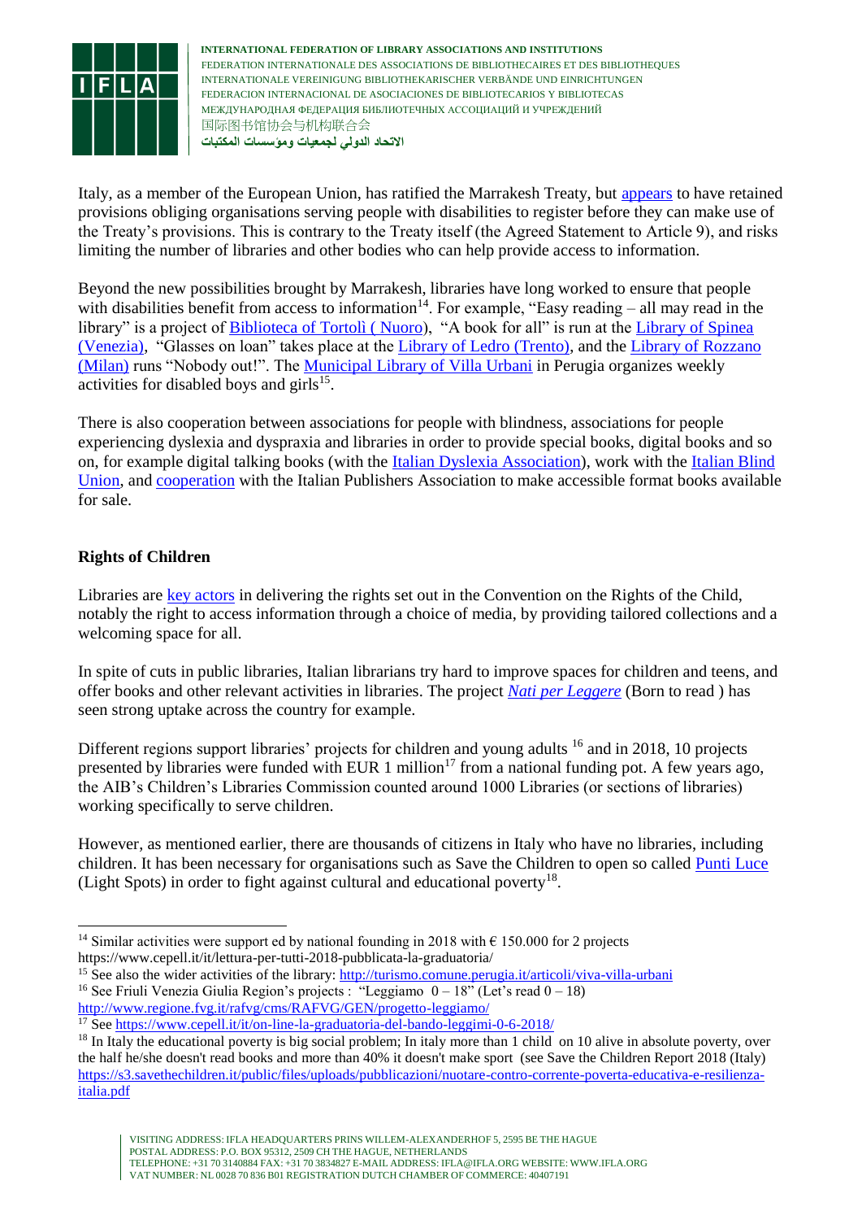Italy, as a member of the European Union, has ratified the Marrakesh Treaty, but appears to have retained provisions obliging organisations serving people with disabilities to register before they can make use of the Treaty's provisions. This is contrary to the Treaty itself (the Agreed Statement to Article 9), and risks limiting the number of libraries and other bodies who can help provide access to information.

Beyond the new possibilities brought by Marrakesh, libraries have long worked to ensure that people with disabilities benefit from access to information[14]. For example, "Easy reading – all may read in the library" is a project of Biblioteca of Tortolì ( Nuoro), "A book for all" is run at the Library of Spinea (Venezia), "Glasses on loan" takes place at the Library of Ledro (Trento), and the Library of Rozzano (Milan) runs "Nobody out!". The Municipal Library of Villa Urbani in Perugia organizes weekly activities for disabled boys and girls[15].

There is also cooperation between associations for people with blindness, associations for people experiencing dyslexia and dyspraxia and libraries in order to provide special books, digital books and so on, for example digital talking books (with the Italian Dyslexia Association), work with the Italian Blind Union, and cooperation with the Italian Publishers Association to make accessible format books available for sale.

**Rights of Children**

Libraries are key actors in delivering the rights set out in the Convention on the Rights of the Child, notably the right to access information through a choice of media, by providing tailored collections and a welcoming space for all.

In spite of cuts in public libraries, Italian librarians try hard to improve spaces for children and teens, and offer books and other relevant activities in libraries. The project *Nati per Leggere* (Born to read ) has seen strong uptake across the country for example.

Different regions support libraries' projects for children and young adults [16] and in 2018, 10 projects presented by libraries were funded with EUR 1 million[17] from a national funding pot. A few years ago, the AIB's Children's Libraries Commission counted around 1000 Libraries (or sections of libraries) working specifically to serve children.

However, as mentioned earlier, there are thousands of citizens in Italy who have no libraries, including children. It has been necessary for organisations such as Save the Children to open so called Punti Luce (Light Spots) in order to fight against cultural and educational poverty[18].

---

[14] Similar activities were support ed by national founding in 2018 with € 150.000 for 2 projects https://www.cepell.it/it/lettura-per-tutti-2018-pubblicata-la-graduatoria/

[15] See also the wider activities of the library: http://turismo.comune.perugia.it/articoli/viva-villa-urbani

[16] See Friuli Venezia Giulia Region's projects : "Leggiamo 0 – 18" (Let's read 0 – 18) http://www.regione.fvg.it/rafvg/cms/RAFVG/GEN/progetto-leggiamo/

[17] See https://www.cepell.it/it/on-line-la-graduatoria-del-bando-leggimi-0-6-2018/

[18] In Italy the educational poverty is big social problem; In italy more than 1 child on 10 alive in absolute poverty, over the half he/she doesn't read books and more than 40% it doesn't make sport (see Save the Children Report 2018 (Italy) https://s3.savethechildren.it/public/files/uploads/pubblicazioni/nuotare-contro-corrente-poverta-educativa-e-resilienza-italia.pdf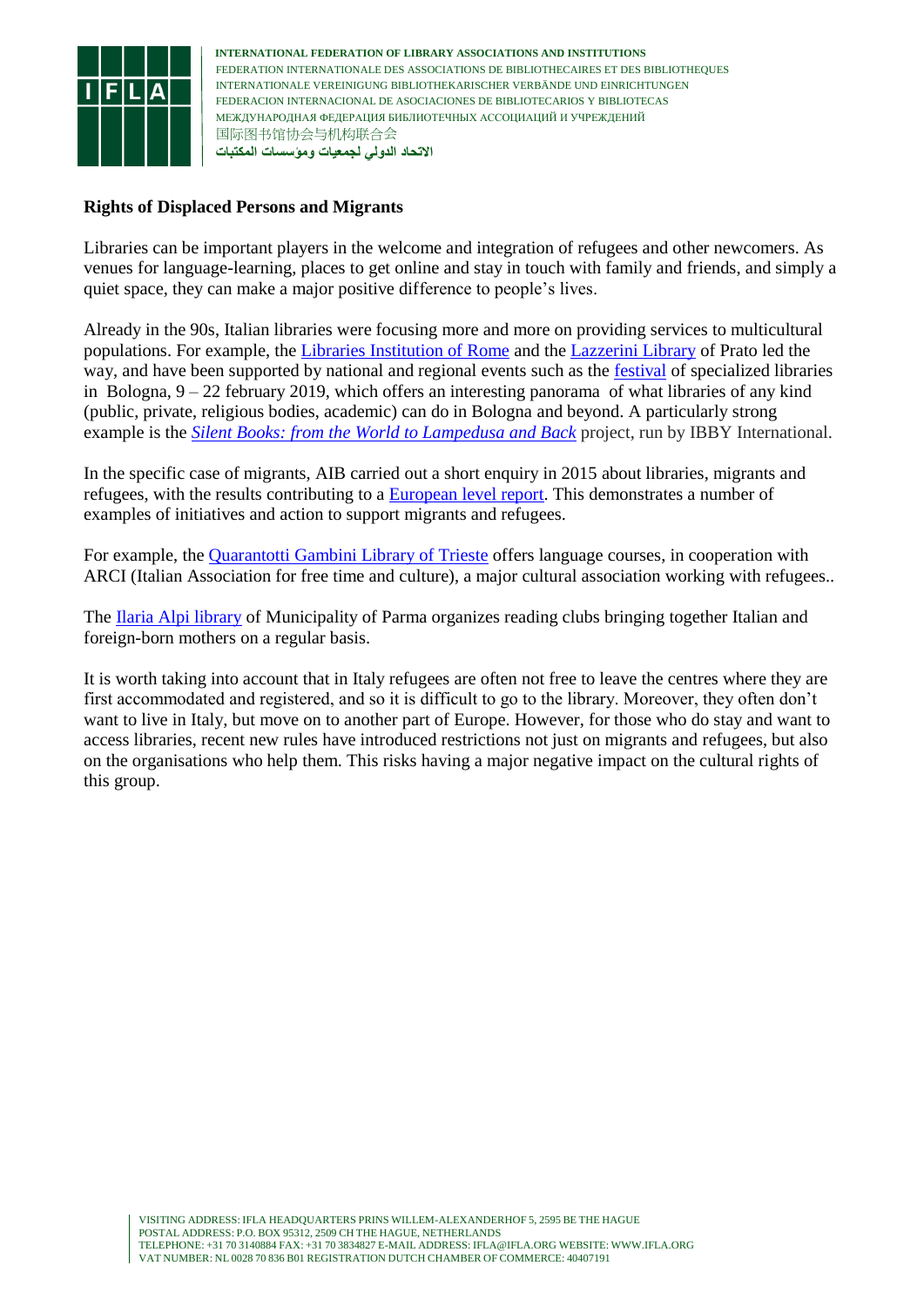**Rights of Displaced Persons and Migrants**

Libraries can be important players in the welcome and integration of refugees and other newcomers. As venues for language-learning, places to get online and stay in touch with family and friends, and simply a quiet space, they can make a major positive difference to people's lives.

Already in the 90s, Italian libraries were focusing more and more on providing services to multicultural populations. For example, the Libraries Institution of Rome and the Lazzerini Library of Prato led the way, and have been supported by national and regional events such as the festival of specialized libraries in Bologna, 9 – 22 february 2019, which offers an interesting panorama of what libraries of any kind (public, private, religious bodies, academic) can do in Bologna and beyond. A particularly strong example is the *Silent Books: from the World to Lampedusa and Back* project, run by IBBY International.

In the specific case of migrants, AIB carried out a short enquiry in 2015 about libraries, migrants and refugees, with the results contributing to a European level report. This demonstrates a number of examples of initiatives and action to support migrants and refugees.

For example, the Quarantotti Gambini Library of Trieste offers language courses, in cooperation with ARCI (Italian Association for free time and culture), a major cultural association working with refugees..

The Ilaria Alpi library of Municipality of Parma organizes reading clubs bringing together Italian and foreign-born mothers on a regular basis.

It is worth taking into account that in Italy refugees are often not free to leave the centres where they are first accommodated and registered, and so it is difficult to go to the library. Moreover, they often don't want to live in Italy, but move on to another part of Europe. However, for those who do stay and want to access libraries, recent new rules have introduced restrictions not just on migrants and refugees, but also on the organisations who help them. This risks having a major negative impact on the cultural rights of this group.